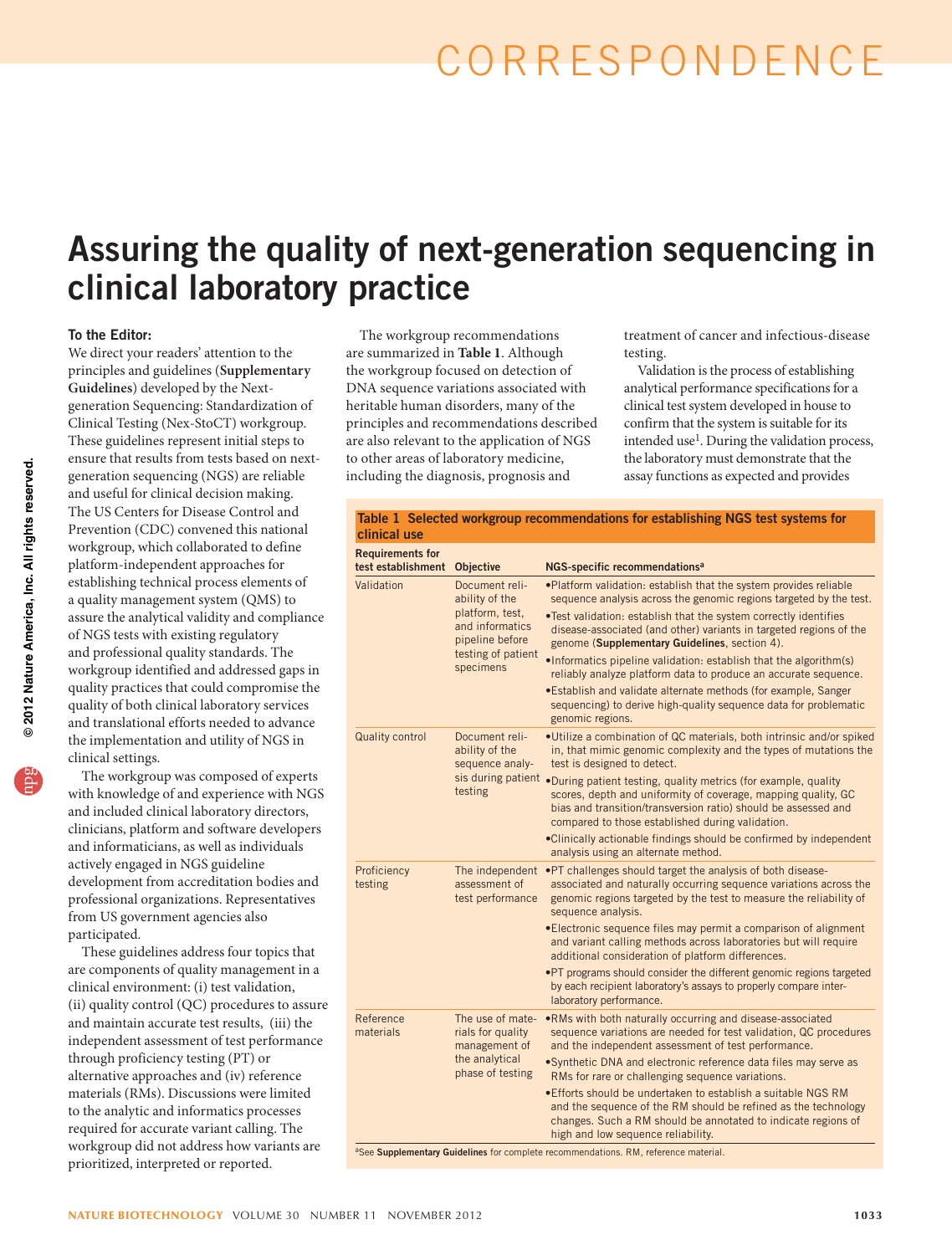CORRESPONDENCE

# Assuring the quality of next-generation sequencing in clinical laboratory practice

**To the Editor:**

We direct your readers' attention to the principles and guidelines (**Supplementary Guidelines**) developed by the Next-generation Sequencing: Standardization of Clinical Testing (Nex-StoCT) workgroup. These guidelines represent initial steps to ensure that results from tests based on next-generation sequencing (NGS) are reliable and useful for clinical decision making. The US Centers for Disease Control and Prevention (CDC) convened this national workgroup, which collaborated to define platform-independent approaches for establishing technical process elements of a quality management system (QMS) to assure the analytical validity and compliance of NGS tests with existing regulatory and professional quality standards. The workgroup identified and addressed gaps in quality practices that could compromise the quality of both clinical laboratory services and translational efforts needed to advance the implementation and utility of NGS in clinical settings.

The workgroup was composed of experts with knowledge of and experience with NGS and included clinical laboratory directors, clinicians, platform and software developers and informaticians, as well as individuals actively engaged in NGS guideline development from accreditation bodies and professional organizations. Representatives from US government agencies also participated.

These guidelines address four topics that are components of quality management in a clinical environment: (i) test validation, (ii) quality control (QC) procedures to assure and maintain accurate test results, (iii) the independent assessment of test performance through proficiency testing (PT) or alternative approaches and (iv) reference materials (RMs). Discussions were limited to the analytic and informatics processes required for accurate variant calling. The workgroup did not address how variants are prioritized, interpreted or reported.

The workgroup recommendations are summarized in **Table 1**. Although the workgroup focused on detection of DNA sequence variations associated with heritable human disorders, many of the principles and recommendations described are also relevant to the application of NGS to other areas of laboratory medicine, including the diagnosis, prognosis and treatment of cancer and infectious-disease testing.

Validation is the process of establishing analytical performance specifications for a clinical test system developed in house to confirm that the system is suitable for its intended use[1]. During the validation process, the laboratory must demonstrate that the assay functions as expected and provides

**Table 1 Selected workgroup recommendations for establishing NGS test systems for clinical use**

| Requirements for test establishment | Objective | NGS-specific recommendations[a] |
|---|---|---|
| Validation | Document reliability of the platform, test, and informatics pipeline before testing of patient specimens | •Platform validation: establish that the system provides reliable sequence analysis across the genomic regions targeted by the test.<br>•Test validation: establish that the system correctly identifies disease-associated (and other) variants in targeted regions of the genome (**Supplementary Guidelines**, section 4).<br>•Informatics pipeline validation: establish that the algorithm(s) reliably analyze platform data to produce an accurate sequence.<br>•Establish and validate alternate methods (for example, Sanger sequencing) to derive high-quality sequence data for problematic genomic regions. |
| Quality control | Document reliability of the sequence analysis during patient testing | •Utilize a combination of QC materials, both intrinsic and/or spiked in, that mimic genomic complexity and the types of mutations the test is designed to detect.<br>•During patient testing, quality metrics (for example, quality scores, depth and uniformity of coverage, mapping quality, GC bias and transition/transversion ratio) should be assessed and compared to those established during validation.<br>•Clinically actionable findings should be confirmed by independent analysis using an alternate method. |
| Proficiency testing | The independent assessment of test performance | •PT challenges should target the analysis of both disease-associated and naturally occurring sequence variations across the genomic regions targeted by the test to measure the reliability of sequence analysis.<br>•Electronic sequence files may permit a comparison of alignment and variant calling methods across laboratories but will require additional consideration of platform differences.<br>•PT programs should consider the different genomic regions targeted by each recipient laboratory's assays to properly compare inter-laboratory performance. |
| Reference materials | The use of materials for quality management of the analytical phase of testing | •RMs with both naturally occurring and disease-associated sequence variations are needed for test validation, QC procedures and the independent assessment of test performance.<br>•Synthetic DNA and electronic reference data files may serve as RMs for rare or challenging sequence variations.<br>•Efforts should be undertaken to establish a suitable NGS RM and the sequence of the RM should be refined as the technology changes. Such a RM should be annotated to indicate regions of high and low sequence reliability. |

[a]See **Supplementary Guidelines** for complete recommendations. RM, reference material.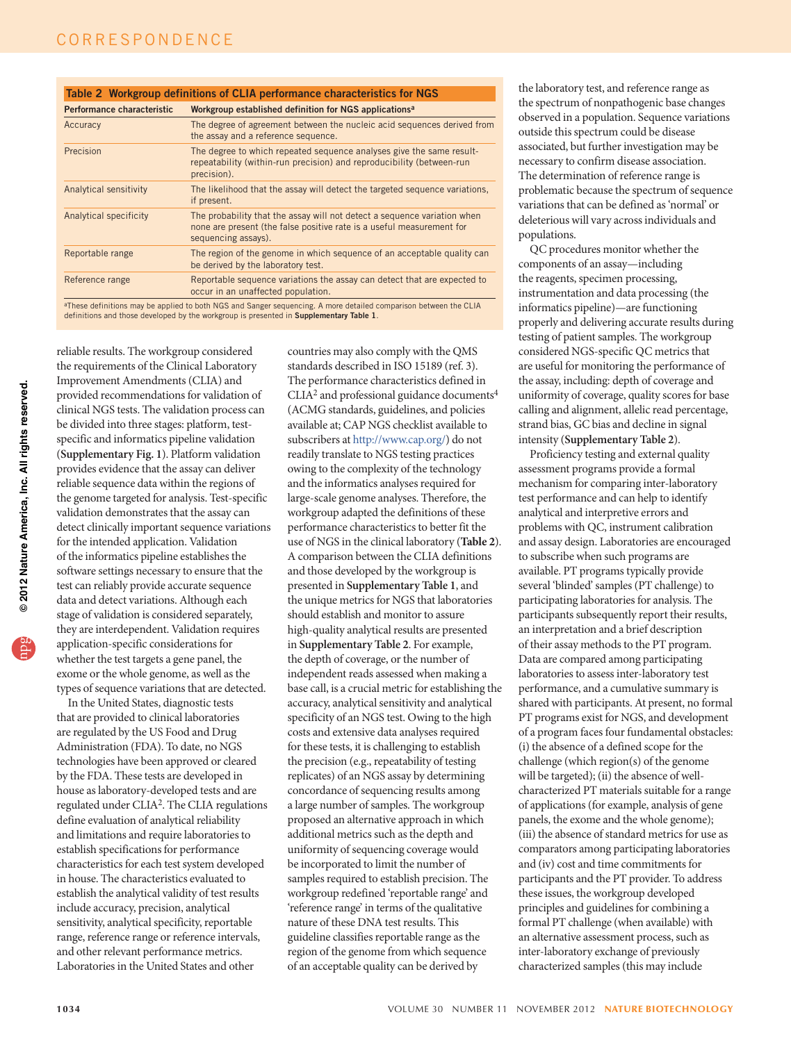**Table 2 Workgroup definitions of CLIA performance characteristics for NGS**

| Performance characteristic | Workgroup established definition for NGS applications[a] |
|---|---|
| Accuracy | The degree of agreement between the nucleic acid sequences derived from the assay and a reference sequence. |
| Precision | The degree to which repeated sequence analyses give the same result-repeatability (within-run precision) and reproducibility (between-run precision). |
| Analytical sensitivity | The likelihood that the assay will detect the targeted sequence variations, if present. |
| Analytical specificity | The probability that the assay will not detect a sequence variation when none are present (the false positive rate is a useful measurement for sequencing assays). |
| Reportable range | The region of the genome in which sequence of an acceptable quality can be derived by the laboratory test. |
| Reference range | Reportable sequence variations the assay can detect that are expected to occur in an unaffected population. |

[a]These definitions may be applied to both NGS and Sanger sequencing. A more detailed comparison between the CLIA definitions and those developed by the workgroup is presented in **Supplementary Table 1**.

reliable results. The workgroup considered the requirements of the Clinical Laboratory Improvement Amendments (CLIA) and provided recommendations for validation of clinical NGS tests. The validation process can be divided into three stages: platform, test-specific and informatics pipeline validation (**Supplementary Fig. 1**). Platform validation provides evidence that the assay can deliver reliable sequence data within the regions of the genome targeted for analysis. Test-specific validation demonstrates that the assay can detect clinically important sequence variations for the intended application. Validation of the informatics pipeline establishes the software settings necessary to ensure that the test can reliably provide accurate sequence data and detect variations. Although each stage of validation is considered separately, they are interdependent. Validation requires application-specific considerations for whether the test targets a gene panel, the exome or the whole genome, as well as the types of sequence variations that are detected.

In the United States, diagnostic tests that are provided to clinical laboratories are regulated by the US Food and Drug Administration (FDA). To date, no NGS technologies have been approved or cleared by the FDA. These tests are developed in house as laboratory-developed tests and are regulated under CLIA[2]. The CLIA regulations define evaluation of analytical reliability and limitations and require laboratories to establish specifications for performance characteristics for each test system developed in house. The characteristics evaluated to establish the analytical validity of test results include accuracy, precision, analytical sensitivity, analytical specificity, reportable range, reference range or reference intervals, and other relevant performance metrics. Laboratories in the United States and other countries may also comply with the QMS standards described in ISO 15189 (ref. 3). The performance characteristics defined in CLIA[2] and professional guidance documents[4] (ACMG standards, guidelines, and policies available at; CAP NGS checklist available to subscribers at http://www.cap.org/) do not readily translate to NGS testing practices owing to the complexity of the technology and the informatics analyses required for large-scale genome analyses. Therefore, the workgroup adapted the definitions of the performance characteristics to better fit the use of NGS in the clinical laboratory (**Table 2**). A comparison between the CLIA definitions and those developed by the workgroup is presented in **Supplementary Table 1**, and the unique metrics for NGS that laboratories should establish and monitor to assure high-quality analytical results are presented in **Supplementary Table 2**. For example, the depth of coverage, or the number of independent reads assessed when making a base call, is a crucial metric for establishing the accuracy, analytical sensitivity and analytical specificity of an NGS test. Owing to the high costs and extensive data analyses required for these tests, it is challenging to establish the precision (e.g., repeatability of testing replicates) of an NGS assay by determining concordance of sequencing results among a large number of samples. The workgroup proposed an alternative approach in which additional metrics such as the depth and uniformity of sequencing coverage would be incorporated to limit the number of samples required to establish precision. The workgroup redefined 'reportable range' and 'reference range' in terms of the qualitative nature of these DNA test results. This guideline classifies reportable range as the region of the genome from which sequence of an acceptable quality can be derived by the laboratory test, and reference range as the spectrum of nonpathogenic base changes observed in a population. Sequence variations outside this spectrum could be disease associated, but further investigation may be necessary to confirm disease association. The determination of reference range is problematic because the spectrum of sequence variations that can be defined as 'normal' or deleterious will vary across individuals and populations.

QC procedures monitor whether the components of an assay—including the reagents, specimen processing, instrumentation and data processing (the informatics pipeline)—are functioning properly and delivering accurate results during testing of patient samples. The workgroup considered NGS-specific QC metrics that are useful for monitoring the performance of the assay, including: depth of coverage and uniformity of coverage, quality scores for base calling and alignment, allelic read percentage, strand bias, GC bias and decline in signal intensity (**Supplementary Table 2**).

Proficiency testing and external quality assessment programs provide a formal mechanism for comparing inter-laboratory test performance and can help to identify analytical and interpretive errors and problems with QC, instrument calibration and assay design. Laboratories are encouraged to subscribe when such programs are available. PT programs typically provide several 'blinded' samples (PT challenge) to participating laboratories for analysis. The participants subsequently report their results, an interpretation and a brief description of their assay methods to the PT program. Data are compared among participating laboratories to assess inter-laboratory test performance, and a cumulative summary is shared with participants. At present, no formal PT programs exist for NGS, and development of a program faces four fundamental obstacles: (i) the absence of a defined scope for the challenge (which region(s) of the genome will be targeted); (ii) the absence of well-characterized PT materials suitable for a range of applications (for example, analysis of gene panels, the exome and the whole genome); (iii) the absence of standard metrics for use as comparators among participating laboratories and (iv) cost and time commitments for participants and the PT provider. To address these issues, the workgroup developed principles and guidelines for combining a formal PT challenge (when available) with an alternative assessment process, such as inter-laboratory exchange of previously characterized samples (this may include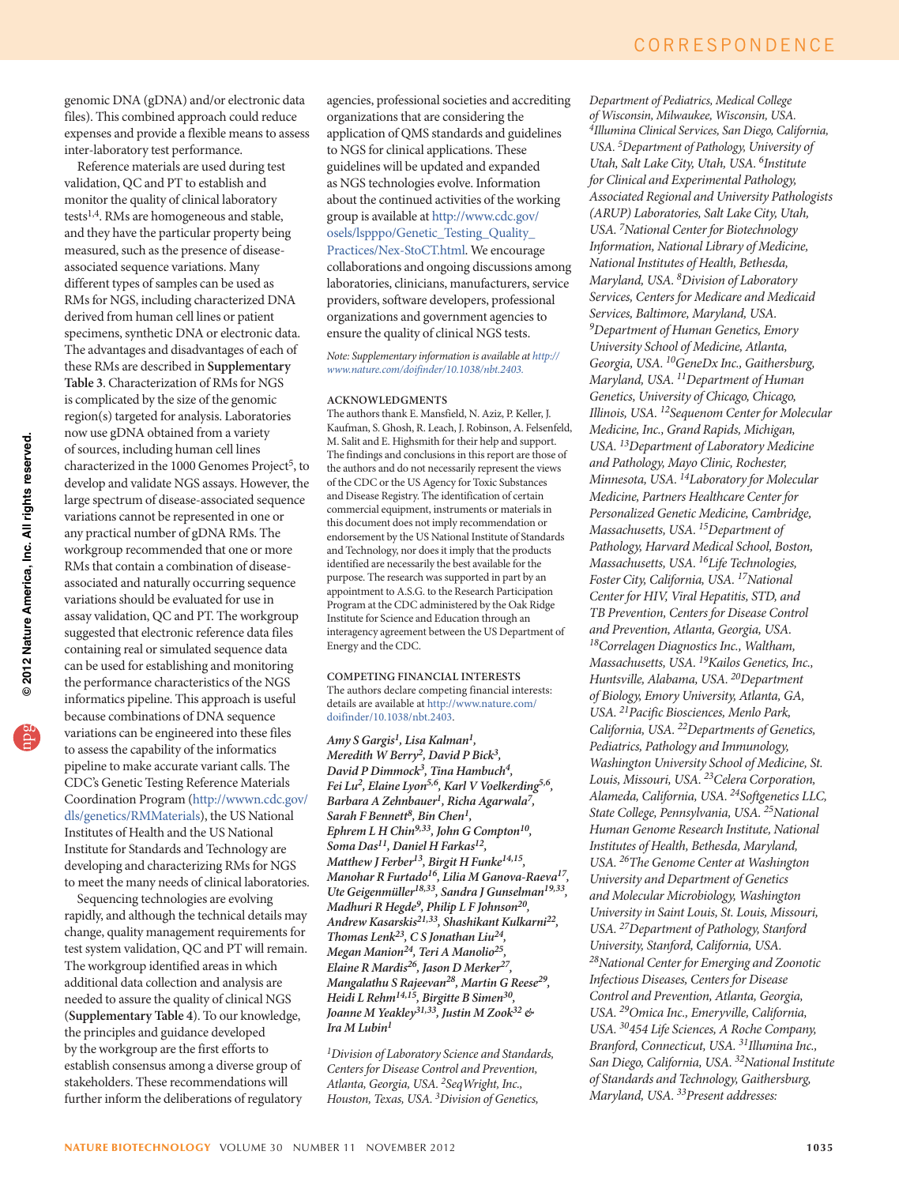genomic DNA (gDNA) and/or electronic data files). This combined approach could reduce expenses and provide a flexible means to assess inter-laboratory test performance.

Reference materials are used during test validation, QC and PT to establish and monitor the quality of clinical laboratory tests[1,4]. RMs are homogeneous and stable, and they have the particular property being measured, such as the presence of disease-associated sequence variations. Many different types of samples can be used as RMs for NGS, including characterized DNA derived from human cell lines or patient specimens, synthetic DNA or electronic data. The advantages and disadvantages of each of these RMs are described in **Supplementary Table 3**. Characterization of RMs for NGS is complicated by the size of the genomic region(s) targeted for analysis. Laboratories now use gDNA obtained from a variety of sources, including human cell lines characterized in the 1000 Genomes Project[5], to develop and validate NGS assays. However, the large spectrum of disease-associated sequence variations cannot be represented in one or any practical number of gDNA RMs. The workgroup recommended that one or more RMs that contain a combination of disease-associated and naturally occurring sequence variations should be evaluated for use in assay validation, QC and PT. The workgroup suggested that electronic reference data files containing real or simulated sequence data can be used for establishing and monitoring the performance characteristics of the NGS informatics pipeline. This approach is useful because combinations of DNA sequence variations can be engineered into these files to assess the capability of the informatics pipeline to make accurate variant calls. The CDC's Genetic Testing Reference Materials Coordination Program (http://wwwn.cdc.gov/dls/genetics/RMMaterials), the US National Institutes of Health and the US National Institute for Standards and Technology are developing and characterizing RMs for NGS to meet the many needs of clinical laboratories.

Sequencing technologies are evolving rapidly, and although the technical details may change, quality management requirements for test system validation, QC and PT will remain. The workgroup identified areas in which additional data collection and analysis are needed to assure the quality of clinical NGS (**Supplementary Table 4**). To our knowledge, the principles and guidance developed by the workgroup are the first efforts to establish consensus among a diverse group of stakeholders. These recommendations will further inform the deliberations of regulatory agencies, professional societies and accrediting organizations that are considering the application of QMS standards and guidelines to NGS for clinical applications. These guidelines will be updated and expanded as NGS technologies evolve. Information about the continued activities of the working group is available at http://www.cdc.gov/osels/lspppo/Genetic_Testing_Quality_Practices/Nex-StoCT.html. We encourage collaborations and ongoing discussions among laboratories, clinicians, manufacturers, service providers, software developers, professional organizations and government agencies to ensure the quality of clinical NGS tests.

*Note: Supplementary information is available at http://www.nature.com/doifinder/10.1038/nbt.2403.*

### ACKNOWLEDGMENTS

The authors thank E. Mansfield, N. Aziz, P. Keller, J. Kaufman, S. Ghosh, R. Leach, J. Robinson, A. Felsenfeld, M. Salit and E. Highsmith for their help and support. The findings and conclusions in this report are those of the authors and do not necessarily represent the views of the CDC or the US Agency for Toxic Substances and Disease Registry. The identification of certain commercial equipment, instruments or materials in this document does not imply recommendation or endorsement by the US National Institute of Standards and Technology, nor does it imply that the products identified are necessarily the best available for the purpose. The research was supported in part by an appointment to A.S.G. to the Research Participation Program at the CDC administered by the Oak Ridge Institute for Science and Education through an interagency agreement between the US Department of Energy and the CDC.

### COMPETING FINANCIAL INTERESTS

The authors declare competing financial interests: details are available at http://www.nature.com/doifinder/10.1038/nbt.2403.

***Amy S Gargis[1], Lisa Kalman[1], Meredith W Berry[2], David P Bick[3], David P Dimmock[3], Tina Hambuch[4], Fei Lu[2], Elaine Lyon[5,6], Karl V Voelkerding[5,6], Barbara A Zehnbauer[1], Richa Agarwala[7], Sarah F Bennett[8], Bin Chen[1], Ephrem L H Chin[9,33], John G Compton[10], Soma Das[11], Daniel H Farkas[12], Matthew J Ferber[13], Birgit H Funke[14,15], Manohar R Furtado[16], Lilia M Ganova-Raeva[17], Ute Geigenmüller[18,33], Sandra J Gunselman[19,33], Madhuri R Hegde[9], Philip L F Johnson[20], Andrew Kasarskis[21,33], Shashikant Kulkarni[22], Thomas Lenk[23], C S Jonathan Liu[24], Megan Manion[24], Teri A Manolio[25], Elaine R Mardis[26], Jason D Merker[27], Mangalathu S Rajeevan[28], Martin G Reese[29], Heidi L Rehm[14,15], Birgitte B Simen[30], Joanne M Yeakley[31,33], Justin M Zook[32] & Ira M Lubin[1]***

*[1]Division of Laboratory Science and Standards, Centers for Disease Control and Prevention, Atlanta, Georgia, USA. [2]SeqWright, Inc., Houston, Texas, USA. [3]Division of Genetics, Department of Pediatrics, Medical College of Wisconsin, Milwaukee, Wisconsin, USA. [4]Illumina Clinical Services, San Diego, California, USA. [5]Department of Pathology, University of Utah, Salt Lake City, Utah, USA. [6]Institute for Clinical and Experimental Pathology, Associated Regional and University Pathologists (ARUP) Laboratories, Salt Lake City, Utah, USA. [7]National Center for Biotechnology Information, National Library of Medicine, National Institutes of Health, Bethesda, Maryland, USA. [8]Division of Laboratory Services, Centers for Medicare and Medicaid Services, Baltimore, Maryland, USA. [9]Department of Human Genetics, Emory University School of Medicine, Atlanta, Georgia, USA. [10]GeneDx Inc., Gaithersburg, Maryland, USA. [11]Department of Human Genetics, University of Chicago, Chicago, Illinois, USA. [12]Sequenom Center for Molecular Medicine, Inc., Grand Rapids, Michigan, USA. [13]Department of Laboratory Medicine and Pathology, Mayo Clinic, Rochester, Minnesota, USA. [14]Laboratory for Molecular Medicine, Partners Healthcare Center for Personalized Genetic Medicine, Cambridge, Massachusetts, USA. [15]Department of Pathology, Harvard Medical School, Boston, Massachusetts, USA. [16]Life Technologies, Foster City, California, USA. [17]National Center for HIV, Viral Hepatitis, STD, and TB Prevention, Centers for Disease Control and Prevention, Atlanta, Georgia, USA. [18]Correlagen Diagnostics Inc., Waltham, Massachusetts, USA. [19]Kailos Genetics, Inc., Huntsville, Alabama, USA. [20]Department of Biology, Emory University, Atlanta, GA, USA. [21]Pacific Biosciences, Menlo Park, California, USA. [22]Departments of Genetics, Pediatrics, Pathology and Immunology, Washington University School of Medicine, St. Louis, Missouri, USA. [23]Celera Corporation, Alameda, California, USA. [24]Softgenetics LLC, State College, Pennsylvania, USA. [25]National Human Genome Research Institute, National Institutes of Health, Bethesda, Maryland, USA. [26]The Genome Center at Washington University and Department of Genetics and Molecular Microbiology, Washington University in Saint Louis, St. Louis, Missouri, USA. [27]Department of Pathology, Stanford University, Stanford, California, USA. [28]National Center for Emerging and Zoonotic Infectious Diseases, Centers for Disease Control and Prevention, Atlanta, Georgia, USA. [29]Omica Inc., Emeryville, California, USA. [30]454 Life Sciences, A Roche Company, Branford, Connecticut, USA. [31]Illumina Inc., San Diego, California, USA. [32]National Institute of Standards and Technology, Gaithersburg, Maryland, USA. [33]Present addresses:*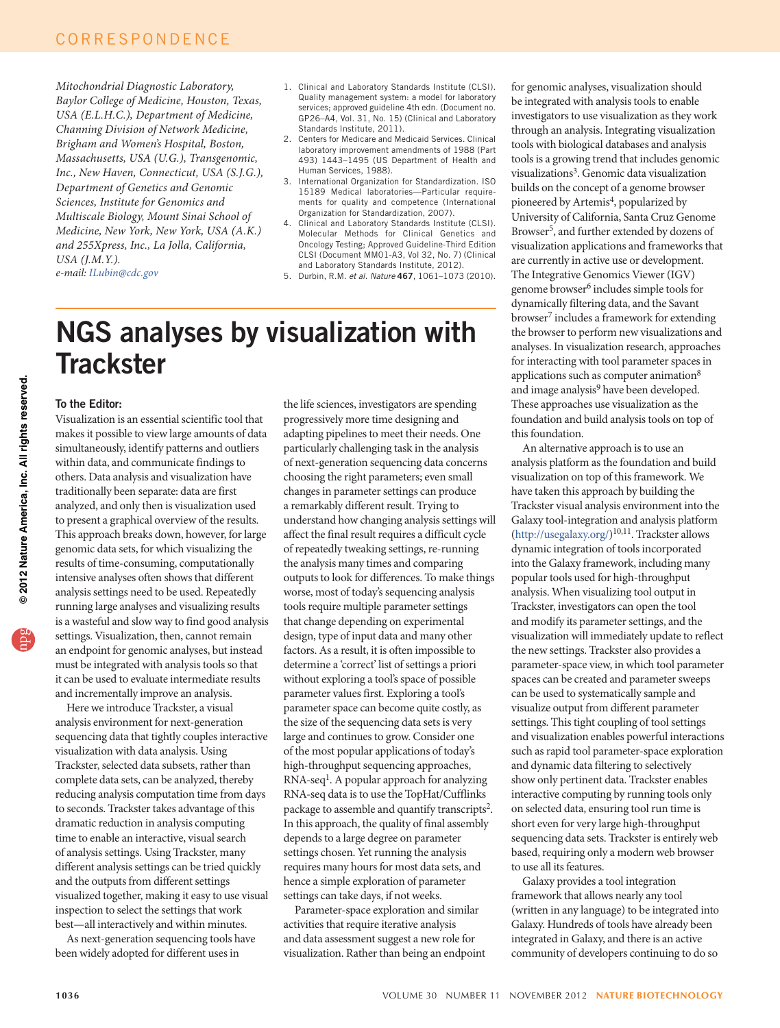*Mitochondrial Diagnostic Laboratory, Baylor College of Medicine, Houston, Texas, USA (E.L.H.C.), Department of Medicine, Channing Division of Network Medicine, Brigham and Women's Hospital, Boston, Massachusetts, USA (U.G.), Transgenomic, Inc., New Haven, Connecticut, USA (S.J.G.), Department of Genetics and Genomic Sciences, Institute for Genomics and Multiscale Biology, Mount Sinai School of Medicine, New York, New York, USA (A.K.) and 255Xpress, Inc., La Jolla, California, USA (J.M.Y.).*
*e-mail: ILubin@cdc.gov*

1. Clinical and Laboratory Standards Institute (CLSI). Quality management system: a model for laboratory services; approved guideline 4th edn. (Document no. GP26–A4, Vol. 31, No. 15) (Clinical and Laboratory Standards Institute, 2011).
2. Centers for Medicare and Medicaid Services. Clinical laboratory improvement amendments of 1988 (Part 493) 1443–1495 (US Department of Health and Human Services, 1988).
3. International Organization for Standardization. ISO 15189 Medical laboratories—Particular requirements for quality and competence (International Organization for Standardization, 2007).
4. Clinical and Laboratory Standards Institute (CLSI). Molecular Methods for Clinical Genetics and Oncology Testing; Approved Guideline-Third Edition CLSI (Document MM01-A3, Vol 32, No. 7) (Clinical and Laboratory Standards Institute, 2012).
5. Durbin, R.M. *et al. Nature* **467**, 1061–1073 (2010).

# NGS analyses by visualization with Trackster

**To the Editor:**

Visualization is an essential scientific tool that makes it possible to view large amounts of data simultaneously, identify patterns and outliers within data, and communicate findings to others. Data analysis and visualization have traditionally been separate: data are first analyzed, and only then is visualization used to present a graphical overview of the results. This approach breaks down, however, for large genomic data sets, for which visualizing the results of time-consuming, computationally intensive analyses often shows that different analysis settings need to be used. Repeatedly running large analyses and visualizing results is a wasteful and slow way to find good analysis settings. Visualization, then, cannot remain an endpoint for genomic analyses, but instead must be integrated with analysis tools so that it can be used to evaluate intermediate results and incrementally improve an analysis.

Here we introduce Trackster, a visual analysis environment for next-generation sequencing data that tightly couples interactive visualization with data analysis. Using Trackster, selected data subsets, rather than complete data sets, can be analyzed, thereby reducing analysis computation time from days to seconds. Trackster takes advantage of this dramatic reduction in analysis computing time to enable an interactive, visual search of analysis settings. Using Trackster, many different analysis settings can be tried quickly and the outputs from different settings visualized together, making it easy to use visual inspection to select the settings that work best—all interactively and within minutes.

As next-generation sequencing tools have been widely adopted for different uses in the life sciences, investigators are spending progressively more time designing and adapting pipelines to meet their needs. One particularly challenging task in the analysis of next-generation sequencing data concerns choosing the right parameters; even small changes in parameter settings can produce a remarkably different result. Trying to understand how changing analysis settings will affect the final result requires a difficult cycle of repeatedly tweaking settings, re-running the analysis many times and comparing outputs to look for differences. To make things worse, most of today's sequencing analysis tools require multiple parameter settings that change depending on experimental design, type of input data and many other factors. As a result, it is often impossible to determine a 'correct' list of settings a priori without exploring a tool's space of possible parameter values first. Exploring a tool's parameter space can become quite costly, as the size of the sequencing data sets is very large and continues to grow. Consider one of the most popular applications of today's high-throughput sequencing approaches, RNA-seq[1]. A popular approach for analyzing RNA-seq data is to use the TopHat/Cufflinks package to assemble and quantify transcripts[2]. In this approach, the quality of final assembly depends to a large degree on parameter settings chosen. Yet running the analysis requires many hours for most data sets, and hence a simple exploration of parameter settings can take days, if not weeks.

Parameter-space exploration and similar activities that require iterative analysis and data assessment suggest a new role for visualization. Rather than being an endpoint for genomic analyses, visualization should be integrated with analysis tools to enable investigators to use visualization as they work through an analysis. Integrating visualization tools with biological databases and analysis tools is a growing trend that includes genomic visualizations[3]. Genomic data visualization builds on the concept of a genome browser pioneered by Artemis[4], popularized by University of California, Santa Cruz Genome Browser[5], and further extended by dozens of visualization applications and frameworks that are currently in active use or development. The Integrative Genomics Viewer (IGV) genome browser[6] includes simple tools for dynamically filtering data, and the Savant browser[7] includes a framework for extending the browser to perform new visualizations and analyses. In visualization research, approaches for interacting with tool parameter spaces in applications such as computer animation[8] and image analysis[9] have been developed. These approaches use visualization as the foundation and build analysis tools on top of this foundation.

An alternative approach is to use an analysis platform as the foundation and build visualization on top of this framework. We have taken this approach by building the Trackster visual analysis environment into the Galaxy tool-integration and analysis platform (http://usegalaxy.org/)[10,11]. Trackster allows dynamic integration of tools incorporated into the Galaxy framework, including many popular tools used for high-throughput analysis. When visualizing tool output in Trackster, investigators can open the tool and modify its parameter settings, and the visualization will immediately update to reflect the new settings. Trackster also provides a parameter-space view, in which tool parameter spaces can be created and parameter sweeps can be used to systematically sample and visualize output from different parameter settings. This tight coupling of tool settings and visualization enables powerful interactions such as rapid tool parameter-space exploration and dynamic data filtering to selectively show only pertinent data. Trackster enables interactive computing by running tools only on selected data, ensuring tool run time is short even for very large high-throughput sequencing data sets. Trackster is entirely web based, requiring only a modern web browser to use all its features.

Galaxy provides a tool integration framework that allows nearly any tool (written in any language) to be integrated into Galaxy. Hundreds of tools have already been integrated in Galaxy, and there is an active community of developers continuing to do so